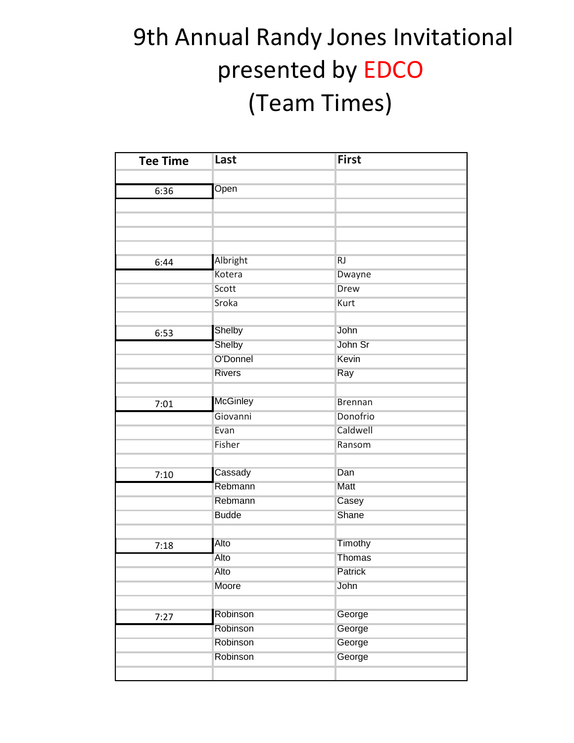# 9th Annual Randy Jones Invitational presented by EDCO (Team Times)

| Tee Time | Last | First |
|---|---|---|
| | | |
| 6:36 | Open | |
| | | |
| | | |
| | | |
| | | |
| 6:44 | Albright | RJ |
| | Kotera | Dwayne |
| | Scott | Drew |
| | Sroka | Kurt |
| | | |
| 6:53 | Shelby | John |
| | Shelby | John Sr |
| | O'Donnel | Kevin |
| | Rivers | Ray |
| | | |
| 7:01 | McGinley | Brennan |
| | Giovanni | Donofrio |
| | Evan | Caldwell |
| | Fisher | Ransom |
| | | |
| 7:10 | Cassady | Dan |
| | Rebmann | Matt |
| | Rebmann | Casey |
| | Budde | Shane |
| | | |
| 7:18 | Alto | Timothy |
| | Alto | Thomas |
| | Alto | Patrick |
| | Moore | John |
| | | |
| 7:27 | Robinson | George |
| | Robinson | George |
| | Robinson | George |
| | Robinson | George |
| | | |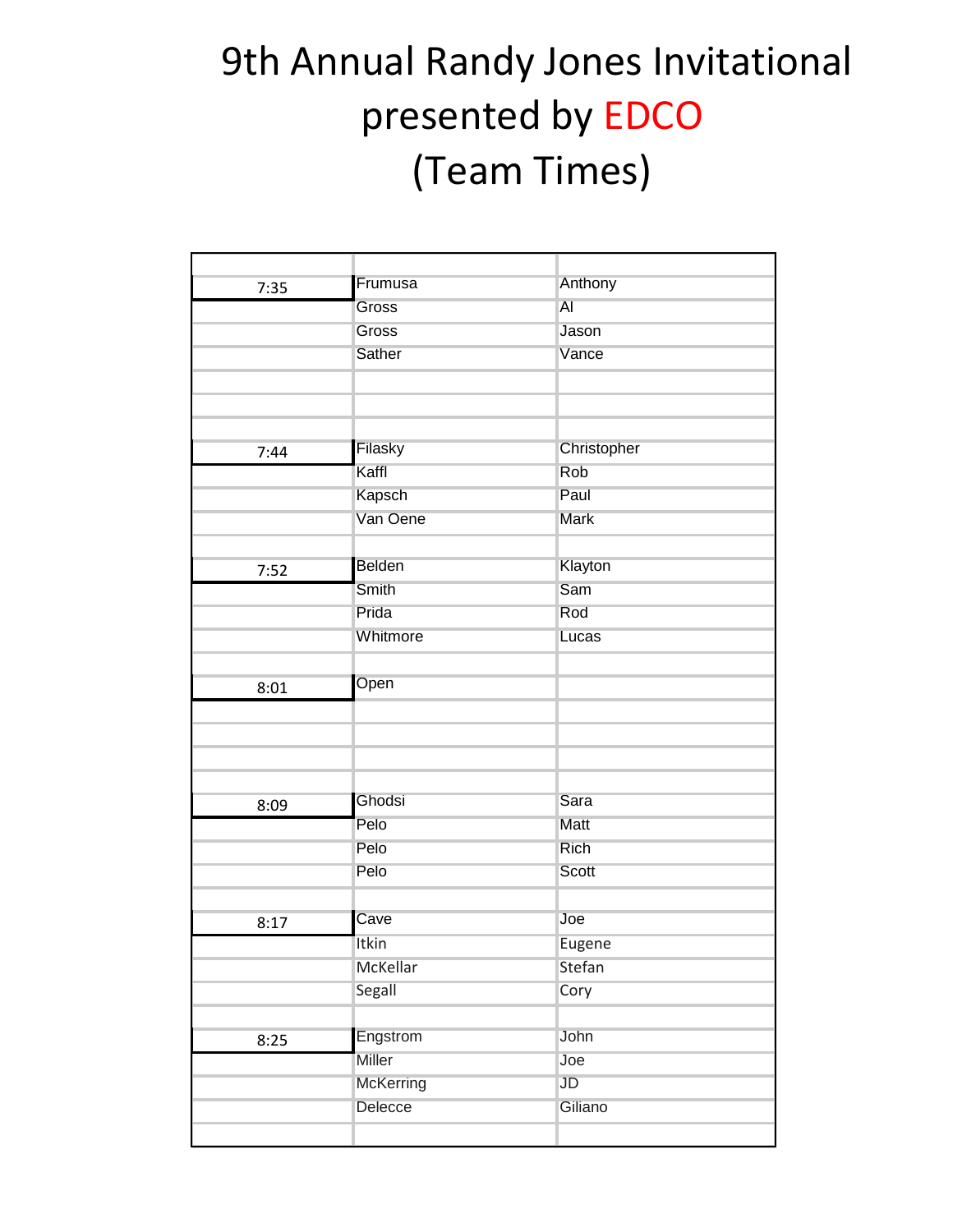# 9th Annual Randy Jones Invitational presented by EDCO (Team Times)

| Time | Last Name | First Name |
|---|---|---|
| 7:35 | Frumusa | Anthony |
| | Gross | Al |
| | Gross | Jason |
| | Sather | Vance |
| | | |
| | | |
| | | |
| 7:44 | Filasky | Christopher |
| | Kaffl | Rob |
| | Kapsch | Paul |
| | Van Oene | Mark |
| | | |
| 7:52 | Belden | Klayton |
| | Smith | Sam |
| | Prida | Rod |
| | Whitmore | Lucas |
| | | |
| 8:01 | Open | |
| | | |
| | | |
| | | |
| | | |
| 8:09 | Ghodsi | Sara |
| | Pelo | Matt |
| | Pelo | Rich |
| | Pelo | Scott |
| | | |
| 8:17 | Cave | Joe |
| | Itkin | Eugene |
| | McKellar | Stefan |
| | Segall | Cory |
| | | |
| 8:25 | Engstrom | John |
| | Miller | Joe |
| | McKerring | JD |
| | Delecce | Giliano |
| | | |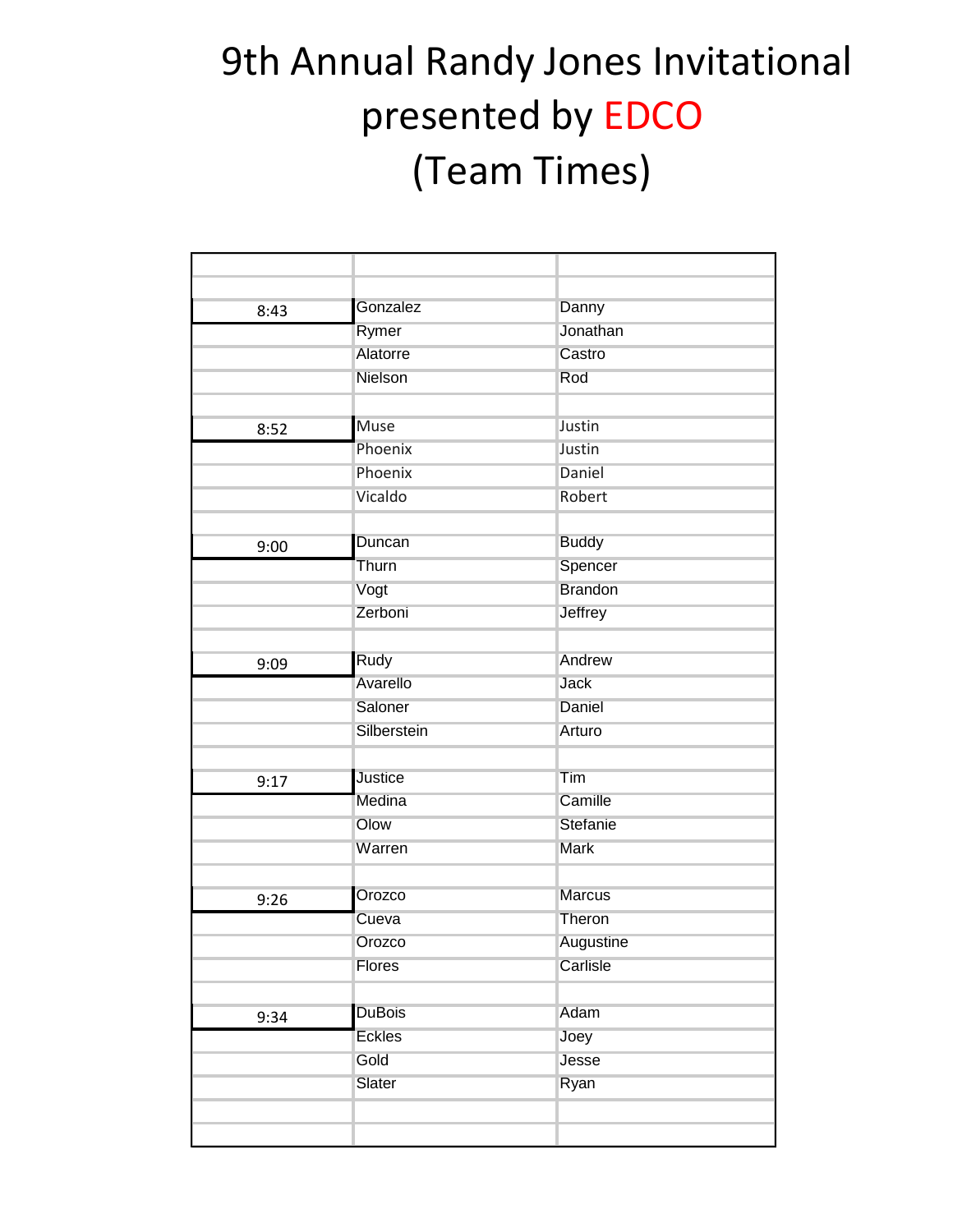# 9th Annual Randy Jones Invitational presented by EDCO (Team Times)

| Time | Last Name | First Name |
|---|---|---|
| 8:43 | Gonzalez | Danny |
| | Rymer | Jonathan |
| | Alatorre | Castro |
| | Nielson | Rod |
| 8:52 | Muse | Justin |
| | Phoenix | Justin |
| | Phoenix | Daniel |
| | Vicaldo | Robert |
| 9:00 | Duncan | Buddy |
| | Thurn | Spencer |
| | Vogt | Brandon |
| | Zerboni | Jeffrey |
| 9:09 | Rudy | Andrew |
| | Avarello | Jack |
| | Saloner | Daniel |
| | Silberstein | Arturo |
| 9:17 | Justice | Tim |
| | Medina | Camille |
| | Olow | Stefanie |
| | Warren | Mark |
| 9:26 | Orozco | Marcus |
| | Cueva | Theron |
| | Orozco | Augustine |
| | Flores | Carlisle |
| 9:34 | DuBois | Adam |
| | Eckles | Joey |
| | Gold | Jesse |
| | Slater | Ryan |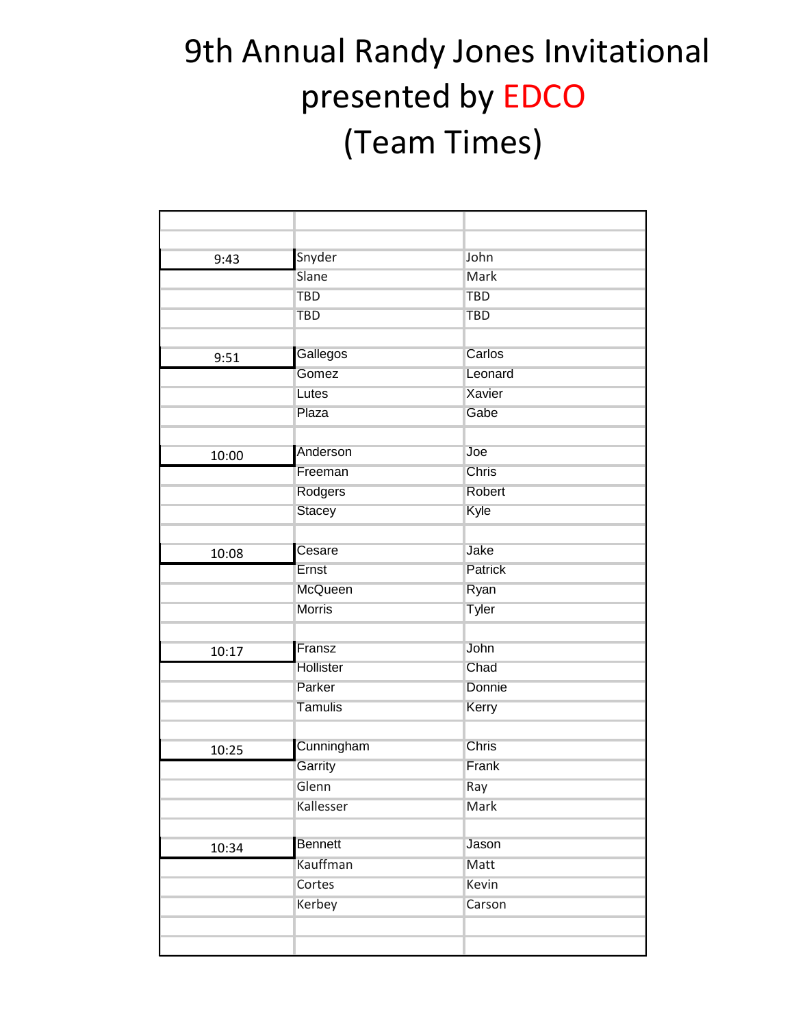# 9th Annual Randy Jones Invitational presented by EDCO (Team Times)

| Time | Last Name | First Name |
|---|---|---|
| 9:43 | Snyder | John |
| | Slane | Mark |
| | TBD | TBD |
| | TBD | TBD |
| 9:51 | Gallegos | Carlos |
| | Gomez | Leonard |
| | Lutes | Xavier |
| | Plaza | Gabe |
| 10:00 | Anderson | Joe |
| | Freeman | Chris |
| | Rodgers | Robert |
| | Stacey | Kyle |
| 10:08 | Cesare | Jake |
| | Ernst | Patrick |
| | McQueen | Ryan |
| | Morris | Tyler |
| 10:17 | Fransz | John |
| | Hollister | Chad |
| | Parker | Donnie |
| | Tamulis | Kerry |
| 10:25 | Cunningham | Chris |
| | Garrity | Frank |
| | Glenn | Ray |
| | Kallesser | Mark |
| 10:34 | Bennett | Jason |
| | Kauffman | Matt |
| | Cortes | Kevin |
| | Kerbey | Carson |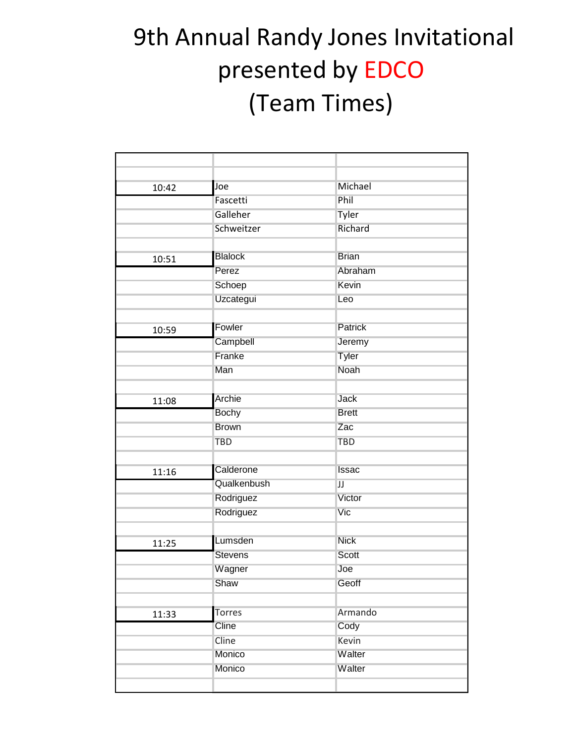# 9th Annual Randy Jones Invitational presented by EDCO (Team Times)

| | | |
|---|---|---|
| | | |
| 10:42 | Joe | Michael |
| | Fascetti | Phil |
| | Galleher | Tyler |
| | Schweitzer | Richard |
| | | |
| 10:51 | Blalock | Brian |
| | Perez | Abraham |
| | Schoep | Kevin |
| | Uzcategui | Leo |
| | | |
| 10:59 | Fowler | Patrick |
| | Campbell | Jeremy |
| | Franke | Tyler |
| | Man | Noah |
| | | |
| 11:08 | Archie | Jack |
| | Bochy | Brett |
| | Brown | Zac |
| | TBD | TBD |
| | | |
| 11:16 | Calderone | Issac |
| | Qualkenbush | JJ |
| | Rodriguez | Victor |
| | Rodriguez | Vic |
| | | |
| 11:25 | Lumsden | Nick |
| | Stevens | Scott |
| | Wagner | Joe |
| | Shaw | Geoff |
| | | |
| 11:33 | Torres | Armando |
| | Cline | Cody |
| | Cline | Kevin |
| | Monico | Walter |
| | Monico | Walter |
| | | |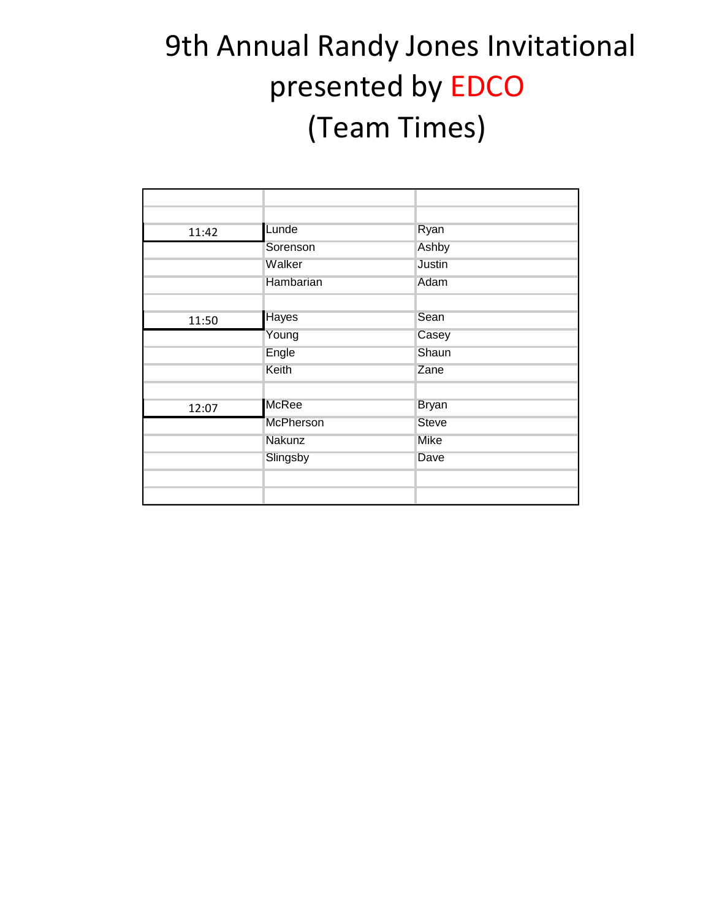# 9th Annual Randy Jones Invitational presented by EDCO (Team Times)

| | | |
|---|---|---|
| | | |
| | | |
| 11:42 | Lunde | Ryan |
| | Sorenson | Ashby |
| | Walker | Justin |
| | Hambarian | Adam |
| | | |
| 11:50 | Hayes | Sean |
| | Young | Casey |
| | Engle | Shaun |
| | Keith | Zane |
| | | |
| 12:07 | McRee | Bryan |
| | McPherson | Steve |
| | Nakunz | Mike |
| | Slingsby | Dave |
| | | |
| | | |